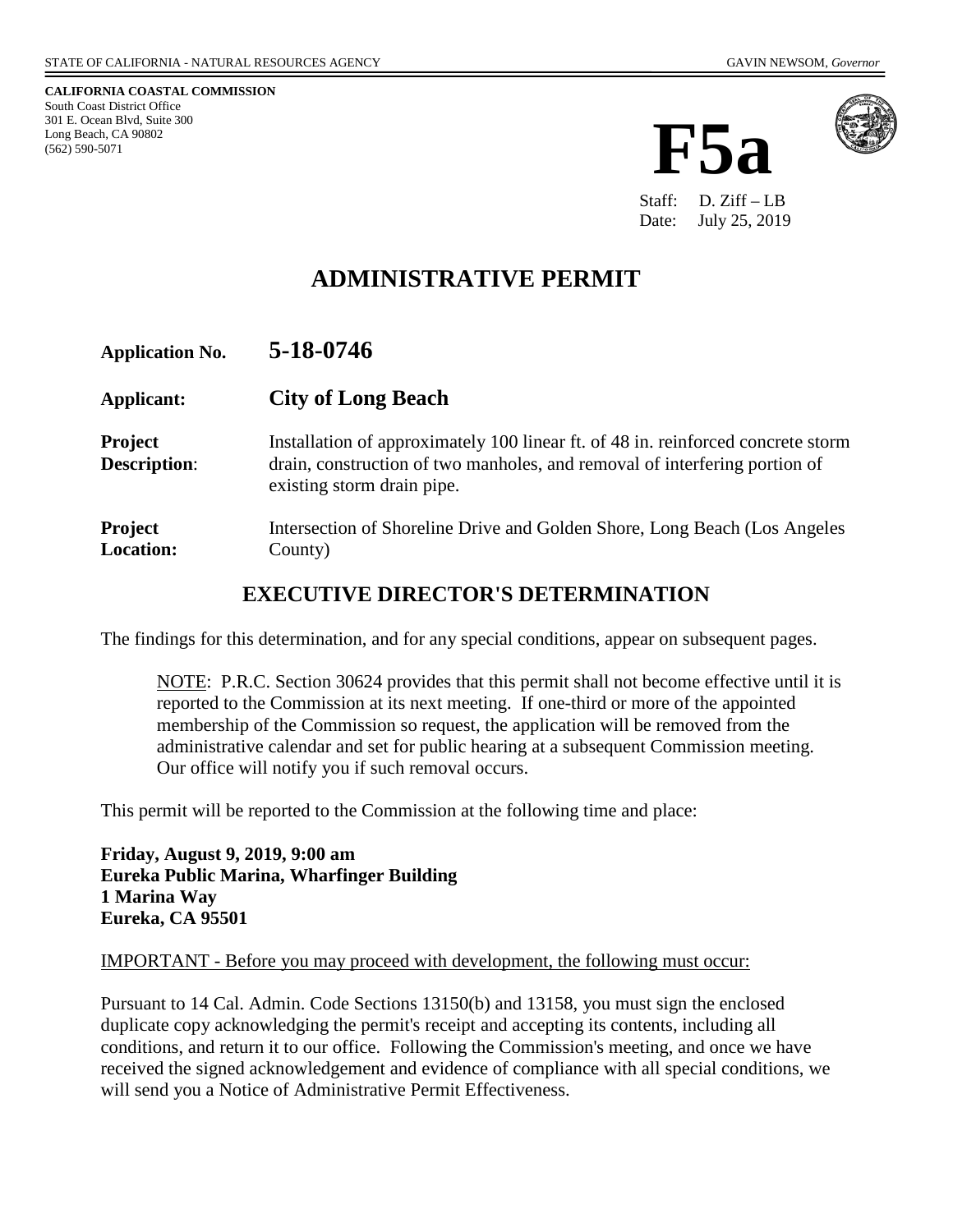STATE OF CALIFORNIA - NATURAL RESOURCES AGENCY GAVIN NEWSOM, *Governor*

**CALIFORNIA COASTAL COMMISSION**
South Coast District Office
301 E. Ocean Blvd, Suite 300
Long Beach, CA 90802
(562) 590-5071

# F5a

Staff: D. Ziff – LB
Date: July 25, 2019

# ADMINISTRATIVE PERMIT

| | |
|---|---|
| **Application No.** | **5-18-0746** |
| **Applicant:** | **City of Long Beach** |
| **Project Description:** | Installation of approximately 100 linear ft. of 48 in. reinforced concrete storm drain, construction of two manholes, and removal of interfering portion of existing storm drain pipe. |
| **Project Location:** | Intersection of Shoreline Drive and Golden Shore, Long Beach (Los Angeles County) |

## EXECUTIVE DIRECTOR'S DETERMINATION

The findings for this determination, and for any special conditions, appear on subsequent pages.

> NOTE: P.R.C. Section 30624 provides that this permit shall not become effective until it is reported to the Commission at its next meeting. If one-third or more of the appointed membership of the Commission so request, the application will be removed from the administrative calendar and set for public hearing at a subsequent Commission meeting. Our office will notify you if such removal occurs.

This permit will be reported to the Commission at the following time and place:

**Friday, August 9, 2019, 9:00 am**
**Eureka Public Marina, Wharfinger Building**
**1 Marina Way**
**Eureka, CA 95501**

IMPORTANT - Before you may proceed with development, the following must occur:

Pursuant to 14 Cal. Admin. Code Sections 13150(b) and 13158, you must sign the enclosed duplicate copy acknowledging the permit's receipt and accepting its contents, including all conditions, and return it to our office. Following the Commission's meeting, and once we have received the signed acknowledgement and evidence of compliance with all special conditions, we will send you a Notice of Administrative Permit Effectiveness.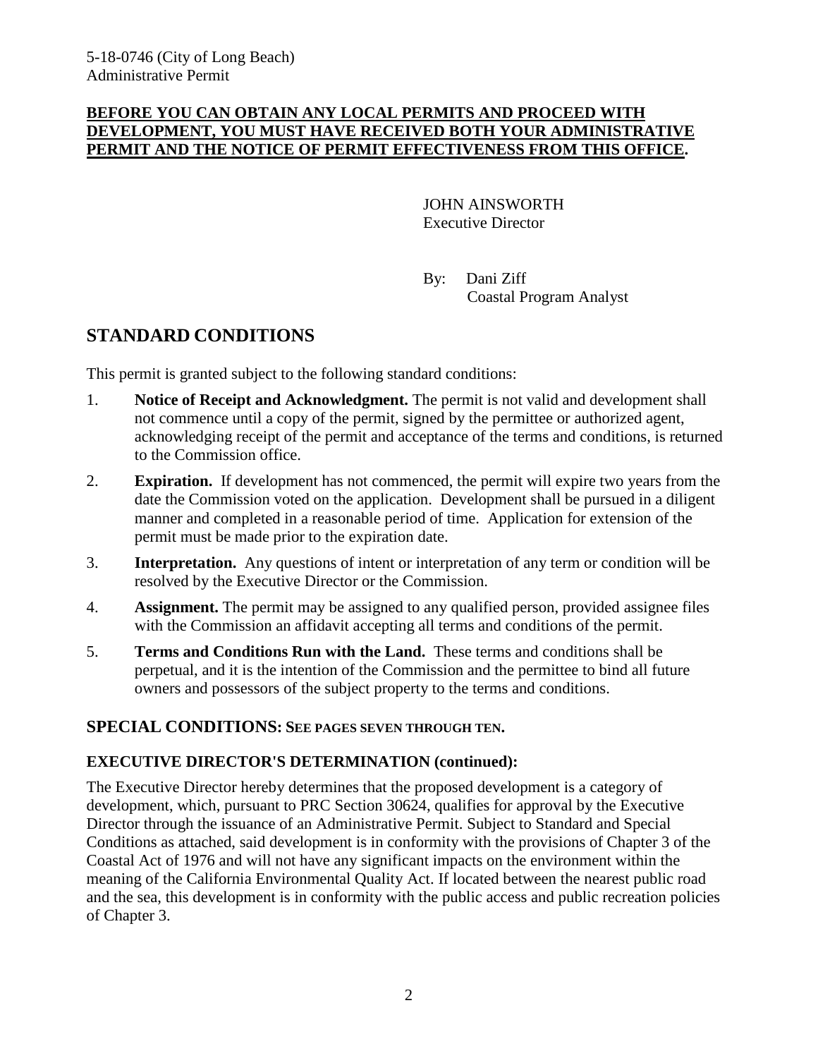**BEFORE YOU CAN OBTAIN ANY LOCAL PERMITS AND PROCEED WITH DEVELOPMENT, YOU MUST HAVE RECEIVED BOTH YOUR ADMINISTRATIVE PERMIT AND THE NOTICE OF PERMIT EFFECTIVENESS FROM THIS OFFICE.**

JOHN AINSWORTH
Executive Director

By: Dani Ziff
Coastal Program Analyst

## STANDARD CONDITIONS

This permit is granted subject to the following standard conditions:

1. **Notice of Receipt and Acknowledgment.** The permit is not valid and development shall not commence until a copy of the permit, signed by the permittee or authorized agent, acknowledging receipt of the permit and acceptance of the terms and conditions, is returned to the Commission office.
2. **Expiration.** If development has not commenced, the permit will expire two years from the date the Commission voted on the application. Development shall be pursued in a diligent manner and completed in a reasonable period of time. Application for extension of the permit must be made prior to the expiration date.
3. **Interpretation.** Any questions of intent or interpretation of any term or condition will be resolved by the Executive Director or the Commission.
4. **Assignment.** The permit may be assigned to any qualified person, provided assignee files with the Commission an affidavit accepting all terms and conditions of the permit.
5. **Terms and Conditions Run with the Land.** These terms and conditions shall be perpetual, and it is the intention of the Commission and the permittee to bind all future owners and possessors of the subject property to the terms and conditions.

### SPECIAL CONDITIONS: SEE PAGES SEVEN THROUGH TEN.

### EXECUTIVE DIRECTOR'S DETERMINATION (continued):

The Executive Director hereby determines that the proposed development is a category of development, which, pursuant to PRC Section 30624, qualifies for approval by the Executive Director through the issuance of an Administrative Permit. Subject to Standard and Special Conditions as attached, said development is in conformity with the provisions of Chapter 3 of the Coastal Act of 1976 and will not have any significant impacts on the environment within the meaning of the California Environmental Quality Act. If located between the nearest public road and the sea, this development is in conformity with the public access and public recreation policies of Chapter 3.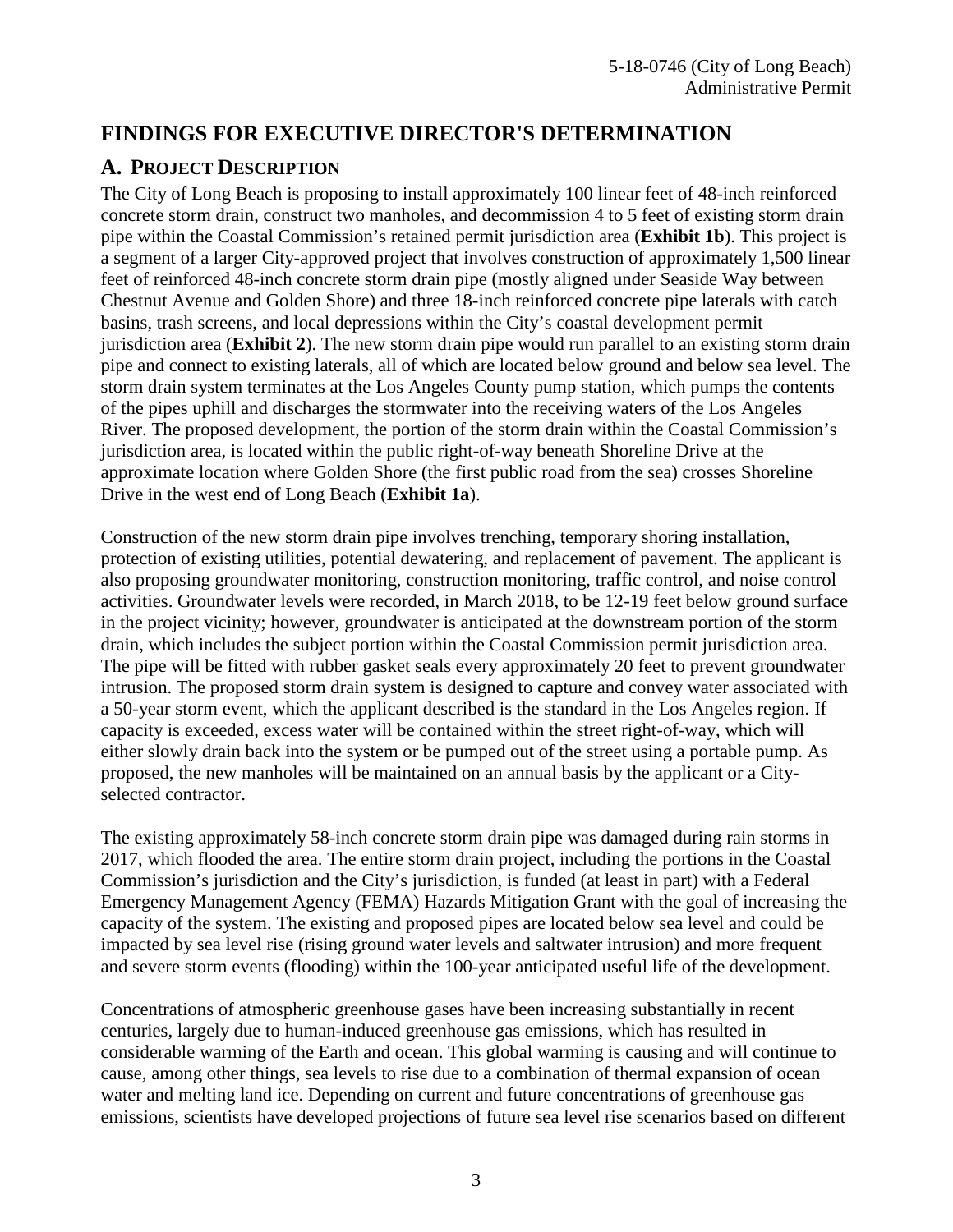# FINDINGS FOR EXECUTIVE DIRECTOR'S DETERMINATION

## A. PROJECT DESCRIPTION

The City of Long Beach is proposing to install approximately 100 linear feet of 48-inch reinforced concrete storm drain, construct two manholes, and decommission 4 to 5 feet of existing storm drain pipe within the Coastal Commission's retained permit jurisdiction area (**Exhibit 1b**). This project is a segment of a larger City-approved project that involves construction of approximately 1,500 linear feet of reinforced 48-inch concrete storm drain pipe (mostly aligned under Seaside Way between Chestnut Avenue and Golden Shore) and three 18-inch reinforced concrete pipe laterals with catch basins, trash screens, and local depressions within the City's coastal development permit jurisdiction area (**Exhibit 2**). The new storm drain pipe would run parallel to an existing storm drain pipe and connect to existing laterals, all of which are located below ground and below sea level. The storm drain system terminates at the Los Angeles County pump station, which pumps the contents of the pipes uphill and discharges the stormwater into the receiving waters of the Los Angeles River. The proposed development, the portion of the storm drain within the Coastal Commission's jurisdiction area, is located within the public right-of-way beneath Shoreline Drive at the approximate location where Golden Shore (the first public road from the sea) crosses Shoreline Drive in the west end of Long Beach (**Exhibit 1a**).

Construction of the new storm drain pipe involves trenching, temporary shoring installation, protection of existing utilities, potential dewatering, and replacement of pavement. The applicant is also proposing groundwater monitoring, construction monitoring, traffic control, and noise control activities. Groundwater levels were recorded, in March 2018, to be 12-19 feet below ground surface in the project vicinity; however, groundwater is anticipated at the downstream portion of the storm drain, which includes the subject portion within the Coastal Commission permit jurisdiction area. The pipe will be fitted with rubber gasket seals every approximately 20 feet to prevent groundwater intrusion. The proposed storm drain system is designed to capture and convey water associated with a 50-year storm event, which the applicant described is the standard in the Los Angeles region. If capacity is exceeded, excess water will be contained within the street right-of-way, which will either slowly drain back into the system or be pumped out of the street using a portable pump. As proposed, the new manholes will be maintained on an annual basis by the applicant or a City-selected contractor.

The existing approximately 58-inch concrete storm drain pipe was damaged during rain storms in 2017, which flooded the area. The entire storm drain project, including the portions in the Coastal Commission's jurisdiction and the City's jurisdiction, is funded (at least in part) with a Federal Emergency Management Agency (FEMA) Hazards Mitigation Grant with the goal of increasing the capacity of the system. The existing and proposed pipes are located below sea level and could be impacted by sea level rise (rising ground water levels and saltwater intrusion) and more frequent and severe storm events (flooding) within the 100-year anticipated useful life of the development.

Concentrations of atmospheric greenhouse gases have been increasing substantially in recent centuries, largely due to human-induced greenhouse gas emissions, which has resulted in considerable warming of the Earth and ocean. This global warming is causing and will continue to cause, among other things, sea levels to rise due to a combination of thermal expansion of ocean water and melting land ice. Depending on current and future concentrations of greenhouse gas emissions, scientists have developed projections of future sea level rise scenarios based on different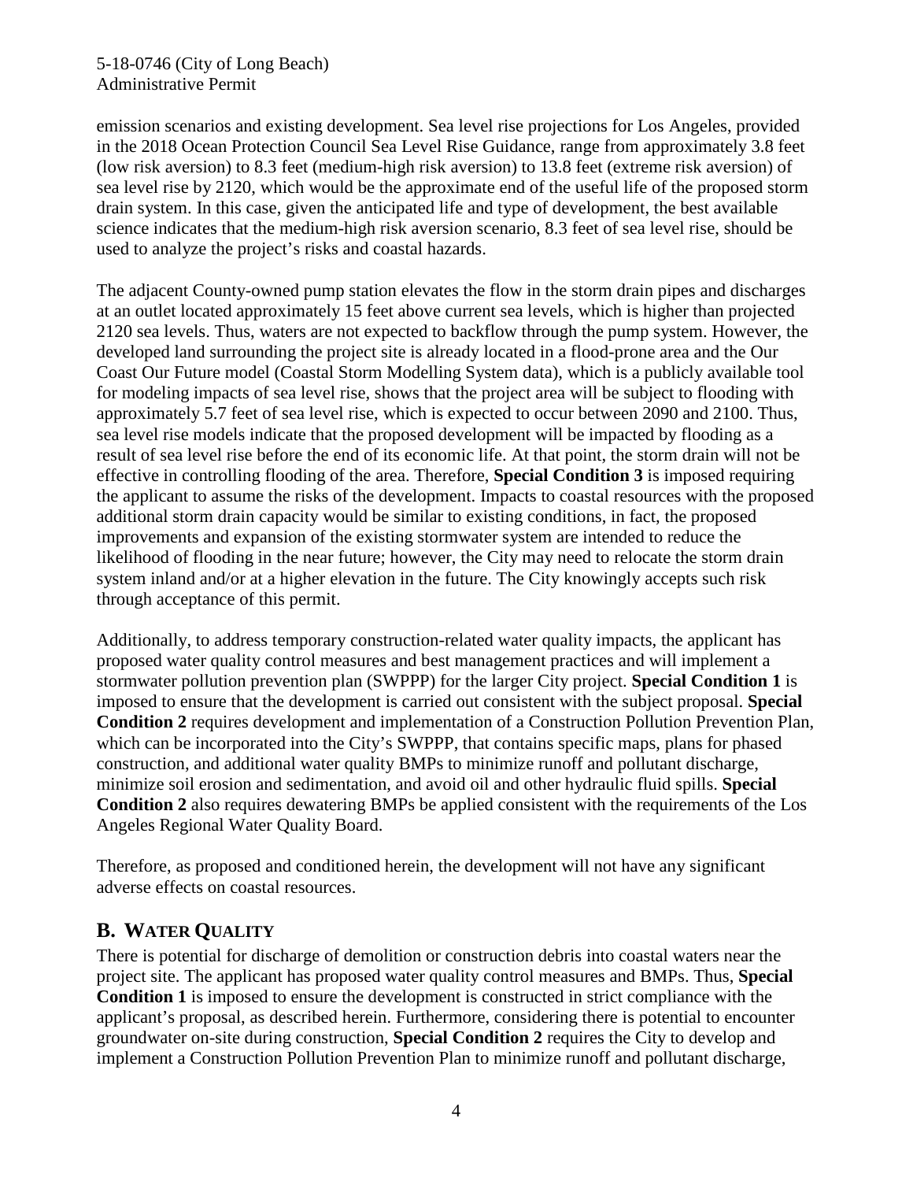emission scenarios and existing development. Sea level rise projections for Los Angeles, provided in the 2018 Ocean Protection Council Sea Level Rise Guidance, range from approximately 3.8 feet (low risk aversion) to 8.3 feet (medium-high risk aversion) to 13.8 feet (extreme risk aversion) of sea level rise by 2120, which would be the approximate end of the useful life of the proposed storm drain system. In this case, given the anticipated life and type of development, the best available science indicates that the medium-high risk aversion scenario, 8.3 feet of sea level rise, should be used to analyze the project's risks and coastal hazards.

The adjacent County-owned pump station elevates the flow in the storm drain pipes and discharges at an outlet located approximately 15 feet above current sea levels, which is higher than projected 2120 sea levels. Thus, waters are not expected to backflow through the pump system. However, the developed land surrounding the project site is already located in a flood-prone area and the Our Coast Our Future model (Coastal Storm Modelling System data), which is a publicly available tool for modeling impacts of sea level rise, shows that the project area will be subject to flooding with approximately 5.7 feet of sea level rise, which is expected to occur between 2090 and 2100. Thus, sea level rise models indicate that the proposed development will be impacted by flooding as a result of sea level rise before the end of its economic life. At that point, the storm drain will not be effective in controlling flooding of the area. Therefore, **Special Condition 3** is imposed requiring the applicant to assume the risks of the development. Impacts to coastal resources with the proposed additional storm drain capacity would be similar to existing conditions, in fact, the proposed improvements and expansion of the existing stormwater system are intended to reduce the likelihood of flooding in the near future; however, the City may need to relocate the storm drain system inland and/or at a higher elevation in the future. The City knowingly accepts such risk through acceptance of this permit.

Additionally, to address temporary construction-related water quality impacts, the applicant has proposed water quality control measures and best management practices and will implement a stormwater pollution prevention plan (SWPPP) for the larger City project. **Special Condition 1** is imposed to ensure that the development is carried out consistent with the subject proposal. **Special Condition 2** requires development and implementation of a Construction Pollution Prevention Plan, which can be incorporated into the City's SWPPP, that contains specific maps, plans for phased construction, and additional water quality BMPs to minimize runoff and pollutant discharge, minimize soil erosion and sedimentation, and avoid oil and other hydraulic fluid spills. **Special Condition 2** also requires dewatering BMPs be applied consistent with the requirements of the Los Angeles Regional Water Quality Board.

Therefore, as proposed and conditioned herein, the development will not have any significant adverse effects on coastal resources.

## B. WATER QUALITY

There is potential for discharge of demolition or construction debris into coastal waters near the project site. The applicant has proposed water quality control measures and BMPs. Thus, **Special Condition 1** is imposed to ensure the development is constructed in strict compliance with the applicant's proposal, as described herein. Furthermore, considering there is potential to encounter groundwater on-site during construction, **Special Condition 2** requires the City to develop and implement a Construction Pollution Prevention Plan to minimize runoff and pollutant discharge,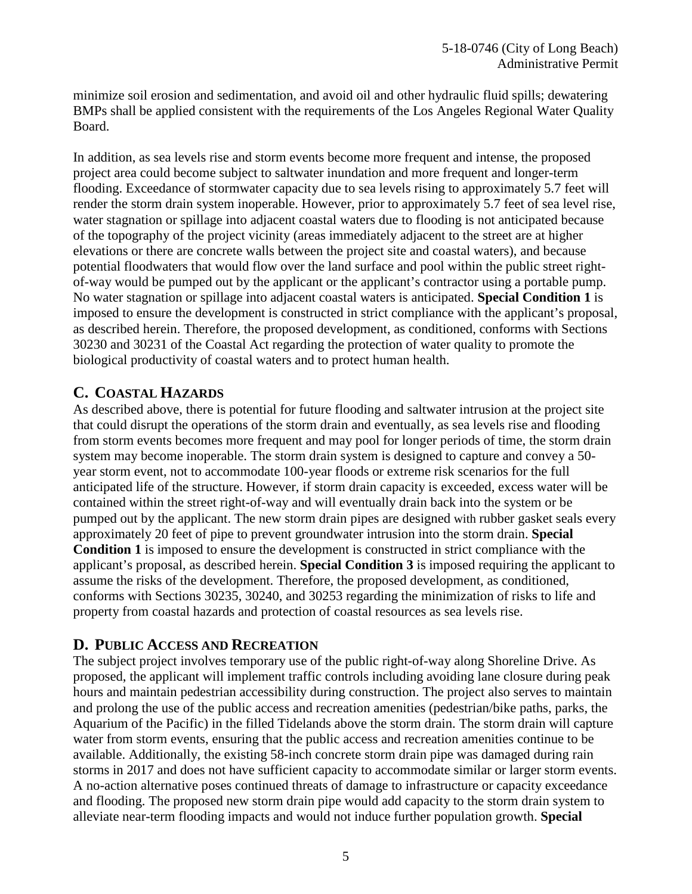minimize soil erosion and sedimentation, and avoid oil and other hydraulic fluid spills; dewatering BMPs shall be applied consistent with the requirements of the Los Angeles Regional Water Quality Board.

In addition, as sea levels rise and storm events become more frequent and intense, the proposed project area could become subject to saltwater inundation and more frequent and longer-term flooding. Exceedance of stormwater capacity due to sea levels rising to approximately 5.7 feet will render the storm drain system inoperable. However, prior to approximately 5.7 feet of sea level rise, water stagnation or spillage into adjacent coastal waters due to flooding is not anticipated because of the topography of the project vicinity (areas immediately adjacent to the street are at higher elevations or there are concrete walls between the project site and coastal waters), and because potential floodwaters that would flow over the land surface and pool within the public street right-of-way would be pumped out by the applicant or the applicant's contractor using a portable pump. No water stagnation or spillage into adjacent coastal waters is anticipated. **Special Condition 1** is imposed to ensure the development is constructed in strict compliance with the applicant's proposal, as described herein. Therefore, the proposed development, as conditioned, conforms with Sections 30230 and 30231 of the Coastal Act regarding the protection of water quality to promote the biological productivity of coastal waters and to protect human health.

## C. COASTAL HAZARDS

As described above, there is potential for future flooding and saltwater intrusion at the project site that could disrupt the operations of the storm drain and eventually, as sea levels rise and flooding from storm events becomes more frequent and may pool for longer periods of time, the storm drain system may become inoperable. The storm drain system is designed to capture and convey a 50-year storm event, not to accommodate 100-year floods or extreme risk scenarios for the full anticipated life of the structure. However, if storm drain capacity is exceeded, excess water will be contained within the street right-of-way and will eventually drain back into the system or be pumped out by the applicant. The new storm drain pipes are designed with rubber gasket seals every approximately 20 feet of pipe to prevent groundwater intrusion into the storm drain. **Special Condition 1** is imposed to ensure the development is constructed in strict compliance with the applicant's proposal, as described herein. **Special Condition 3** is imposed requiring the applicant to assume the risks of the development. Therefore, the proposed development, as conditioned, conforms with Sections 30235, 30240, and 30253 regarding the minimization of risks to life and property from coastal hazards and protection of coastal resources as sea levels rise.

## D. PUBLIC ACCESS AND RECREATION

The subject project involves temporary use of the public right-of-way along Shoreline Drive. As proposed, the applicant will implement traffic controls including avoiding lane closure during peak hours and maintain pedestrian accessibility during construction. The project also serves to maintain and prolong the use of the public access and recreation amenities (pedestrian/bike paths, parks, the Aquarium of the Pacific) in the filled Tidelands above the storm drain. The storm drain will capture water from storm events, ensuring that the public access and recreation amenities continue to be available. Additionally, the existing 58-inch concrete storm drain pipe was damaged during rain storms in 2017 and does not have sufficient capacity to accommodate similar or larger storm events. A no-action alternative poses continued threats of damage to infrastructure or capacity exceedance and flooding. The proposed new storm drain pipe would add capacity to the storm drain system to alleviate near-term flooding impacts and would not induce further population growth. **Special**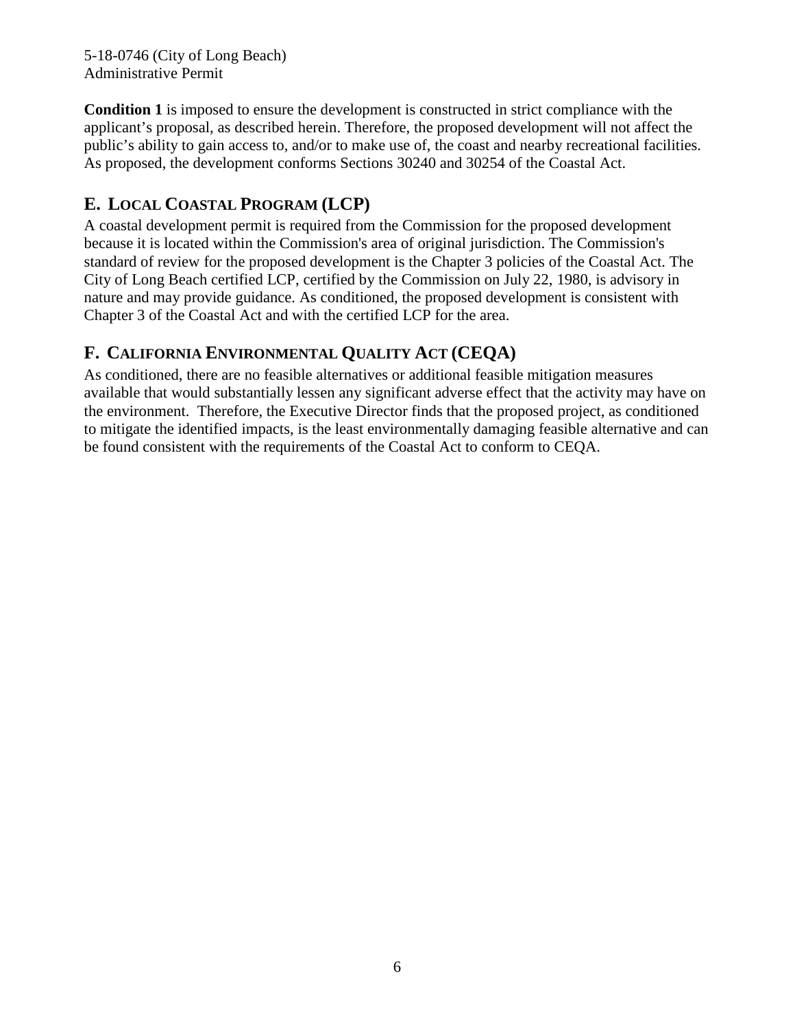**Condition 1** is imposed to ensure the development is constructed in strict compliance with the applicant's proposal, as described herein. Therefore, the proposed development will not affect the public's ability to gain access to, and/or to make use of, the coast and nearby recreational facilities. As proposed, the development conforms Sections 30240 and 30254 of the Coastal Act.

## E. Local Coastal Program (LCP)

A coastal development permit is required from the Commission for the proposed development because it is located within the Commission's area of original jurisdiction. The Commission's standard of review for the proposed development is the Chapter 3 policies of the Coastal Act. The City of Long Beach certified LCP, certified by the Commission on July 22, 1980, is advisory in nature and may provide guidance. As conditioned, the proposed development is consistent with Chapter 3 of the Coastal Act and with the certified LCP for the area.

## F. California Environmental Quality Act (CEQA)

As conditioned, there are no feasible alternatives or additional feasible mitigation measures available that would substantially lessen any significant adverse effect that the activity may have on the environment. Therefore, the Executive Director finds that the proposed project, as conditioned to mitigate the identified impacts, is the least environmentally damaging feasible alternative and can be found consistent with the requirements of the Coastal Act to conform to CEQA.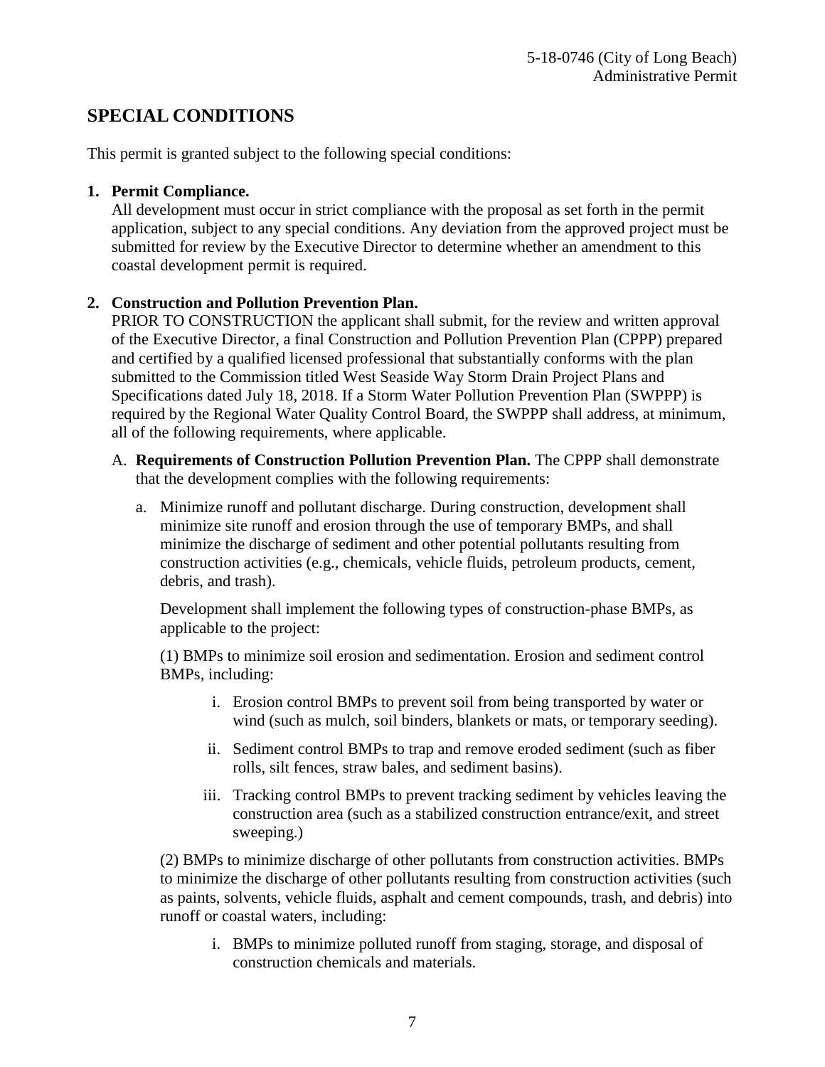## SPECIAL CONDITIONS

This permit is granted subject to the following special conditions:

1. **Permit Compliance.**
   All development must occur in strict compliance with the proposal as set forth in the permit application, subject to any special conditions. Any deviation from the approved project must be submitted for review by the Executive Director to determine whether an amendment to this coastal development permit is required.

2. **Construction and Pollution Prevention Plan.**
   PRIOR TO CONSTRUCTION the applicant shall submit, for the review and written approval of the Executive Director, a final Construction and Pollution Prevention Plan (CPPP) prepared and certified by a qualified licensed professional that substantially conforms with the plan submitted to the Commission titled West Seaside Way Storm Drain Project Plans and Specifications dated July 18, 2018. If a Storm Water Pollution Prevention Plan (SWPPP) is required by the Regional Water Quality Control Board, the SWPPP shall address, at minimum, all of the following requirements, where applicable.

   A. **Requirements of Construction Pollution Prevention Plan.** The CPPP shall demonstrate that the development complies with the following requirements:

      a. Minimize runoff and pollutant discharge. During construction, development shall minimize site runoff and erosion through the use of temporary BMPs, and shall minimize the discharge of sediment and other potential pollutants resulting from construction activities (e.g., chemicals, vehicle fluids, petroleum products, cement, debris, and trash).

      Development shall implement the following types of construction-phase BMPs, as applicable to the project:

      (1) BMPs to minimize soil erosion and sedimentation. Erosion and sediment control BMPs, including:

      i. Erosion control BMPs to prevent soil from being transported by water or wind (such as mulch, soil binders, blankets or mats, or temporary seeding).

      ii. Sediment control BMPs to trap and remove eroded sediment (such as fiber rolls, silt fences, straw bales, and sediment basins).

      iii. Tracking control BMPs to prevent tracking sediment by vehicles leaving the construction area (such as a stabilized construction entrance/exit, and street sweeping.)

      (2) BMPs to minimize discharge of other pollutants from construction activities. BMPs to minimize the discharge of other pollutants resulting from construction activities (such as paints, solvents, vehicle fluids, asphalt and cement compounds, trash, and debris) into runoff or coastal waters, including:

      i. BMPs to minimize polluted runoff from staging, storage, and disposal of construction chemicals and materials.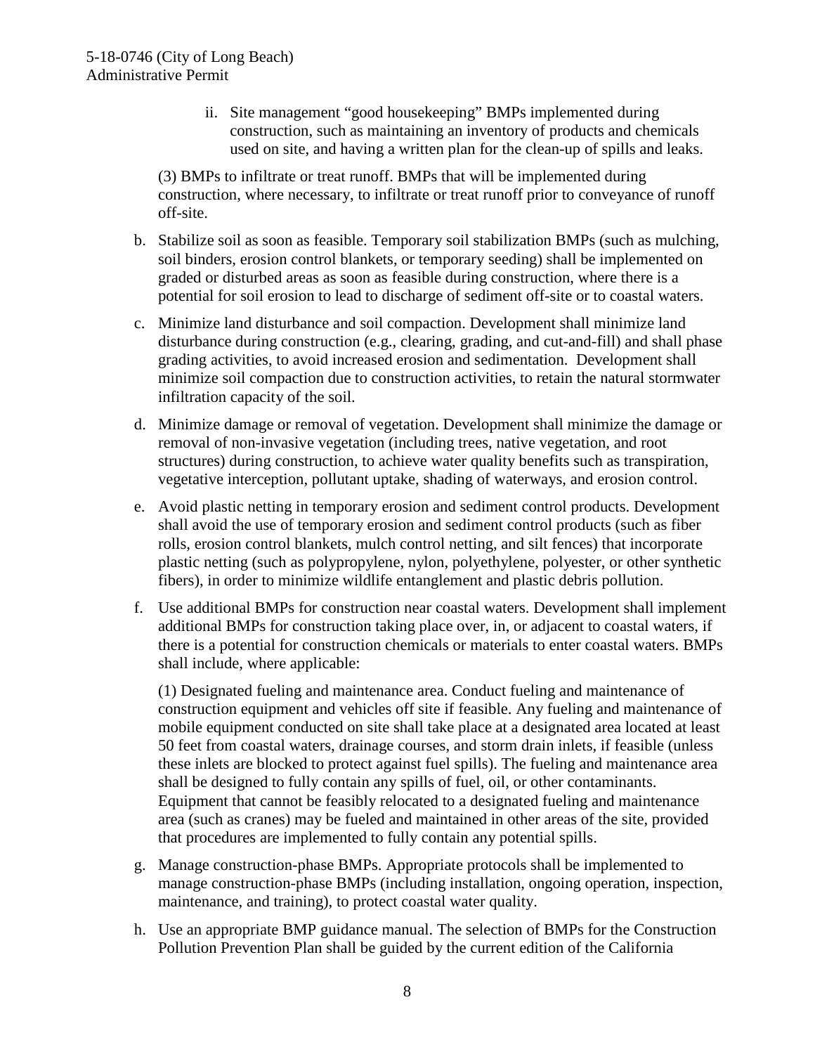ii. Site management "good housekeeping" BMPs implemented during construction, such as maintaining an inventory of products and chemicals used on site, and having a written plan for the clean-up of spills and leaks.

(3) BMPs to infiltrate or treat runoff. BMPs that will be implemented during construction, where necessary, to infiltrate or treat runoff prior to conveyance of runoff off-site.

b. Stabilize soil as soon as feasible. Temporary soil stabilization BMPs (such as mulching, soil binders, erosion control blankets, or temporary seeding) shall be implemented on graded or disturbed areas as soon as feasible during construction, where there is a potential for soil erosion to lead to discharge of sediment off-site or to coastal waters.

c. Minimize land disturbance and soil compaction. Development shall minimize land disturbance during construction (e.g., clearing, grading, and cut-and-fill) and shall phase grading activities, to avoid increased erosion and sedimentation. Development shall minimize soil compaction due to construction activities, to retain the natural stormwater infiltration capacity of the soil.

d. Minimize damage or removal of vegetation. Development shall minimize the damage or removal of non-invasive vegetation (including trees, native vegetation, and root structures) during construction, to achieve water quality benefits such as transpiration, vegetative interception, pollutant uptake, shading of waterways, and erosion control.

e. Avoid plastic netting in temporary erosion and sediment control products. Development shall avoid the use of temporary erosion and sediment control products (such as fiber rolls, erosion control blankets, mulch control netting, and silt fences) that incorporate plastic netting (such as polypropylene, nylon, polyethylene, polyester, or other synthetic fibers), in order to minimize wildlife entanglement and plastic debris pollution.

f. Use additional BMPs for construction near coastal waters. Development shall implement additional BMPs for construction taking place over, in, or adjacent to coastal waters, if there is a potential for construction chemicals or materials to enter coastal waters. BMPs shall include, where applicable:

(1) Designated fueling and maintenance area. Conduct fueling and maintenance of construction equipment and vehicles off site if feasible. Any fueling and maintenance of mobile equipment conducted on site shall take place at a designated area located at least 50 feet from coastal waters, drainage courses, and storm drain inlets, if feasible (unless these inlets are blocked to protect against fuel spills). The fueling and maintenance area shall be designed to fully contain any spills of fuel, oil, or other contaminants. Equipment that cannot be feasibly relocated to a designated fueling and maintenance area (such as cranes) may be fueled and maintained in other areas of the site, provided that procedures are implemented to fully contain any potential spills.

g. Manage construction-phase BMPs. Appropriate protocols shall be implemented to manage construction-phase BMPs (including installation, ongoing operation, inspection, maintenance, and training), to protect coastal water quality.

h. Use an appropriate BMP guidance manual. The selection of BMPs for the Construction Pollution Prevention Plan shall be guided by the current edition of the California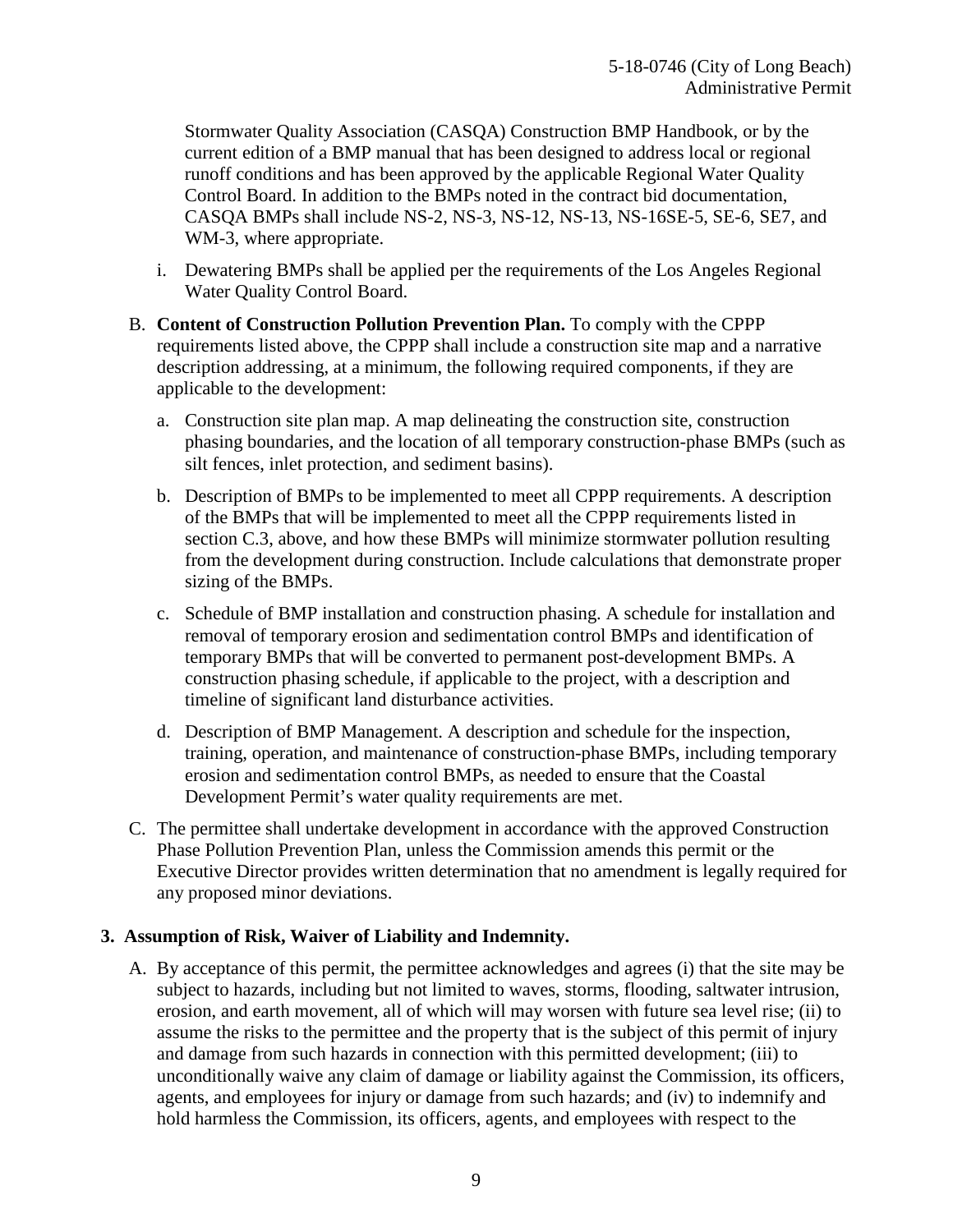Stormwater Quality Association (CASQA) Construction BMP Handbook, or by the current edition of a BMP manual that has been designed to address local or regional runoff conditions and has been approved by the applicable Regional Water Quality Control Board. In addition to the BMPs noted in the contract bid documentation, CASQA BMPs shall include NS-2, NS-3, NS-12, NS-13, NS-16SE-5, SE-6, SE7, and WM-3, where appropriate.

i. Dewatering BMPs shall be applied per the requirements of the Los Angeles Regional Water Quality Control Board.

B. **Content of Construction Pollution Prevention Plan.** To comply with the CPPP requirements listed above, the CPPP shall include a construction site map and a narrative description addressing, at a minimum, the following required components, if they are applicable to the development:

a. Construction site plan map. A map delineating the construction site, construction phasing boundaries, and the location of all temporary construction-phase BMPs (such as silt fences, inlet protection, and sediment basins).

b. Description of BMPs to be implemented to meet all CPPP requirements. A description of the BMPs that will be implemented to meet all the CPPP requirements listed in section C.3, above, and how these BMPs will minimize stormwater pollution resulting from the development during construction. Include calculations that demonstrate proper sizing of the BMPs.

c. Schedule of BMP installation and construction phasing. A schedule for installation and removal of temporary erosion and sedimentation control BMPs and identification of temporary BMPs that will be converted to permanent post-development BMPs. A construction phasing schedule, if applicable to the project, with a description and timeline of significant land disturbance activities.

d. Description of BMP Management. A description and schedule for the inspection, training, operation, and maintenance of construction-phase BMPs, including temporary erosion and sedimentation control BMPs, as needed to ensure that the Coastal Development Permit's water quality requirements are met.

C. The permittee shall undertake development in accordance with the approved Construction Phase Pollution Prevention Plan, unless the Commission amends this permit or the Executive Director provides written determination that no amendment is legally required for any proposed minor deviations.

**3. Assumption of Risk, Waiver of Liability and Indemnity.**

A. By acceptance of this permit, the permittee acknowledges and agrees (i) that the site may be subject to hazards, including but not limited to waves, storms, flooding, saltwater intrusion, erosion, and earth movement, all of which will may worsen with future sea level rise; (ii) to assume the risks to the permittee and the property that is the subject of this permit of injury and damage from such hazards in connection with this permitted development; (iii) to unconditionally waive any claim of damage or liability against the Commission, its officers, agents, and employees for injury or damage from such hazards; and (iv) to indemnify and hold harmless the Commission, its officers, agents, and employees with respect to the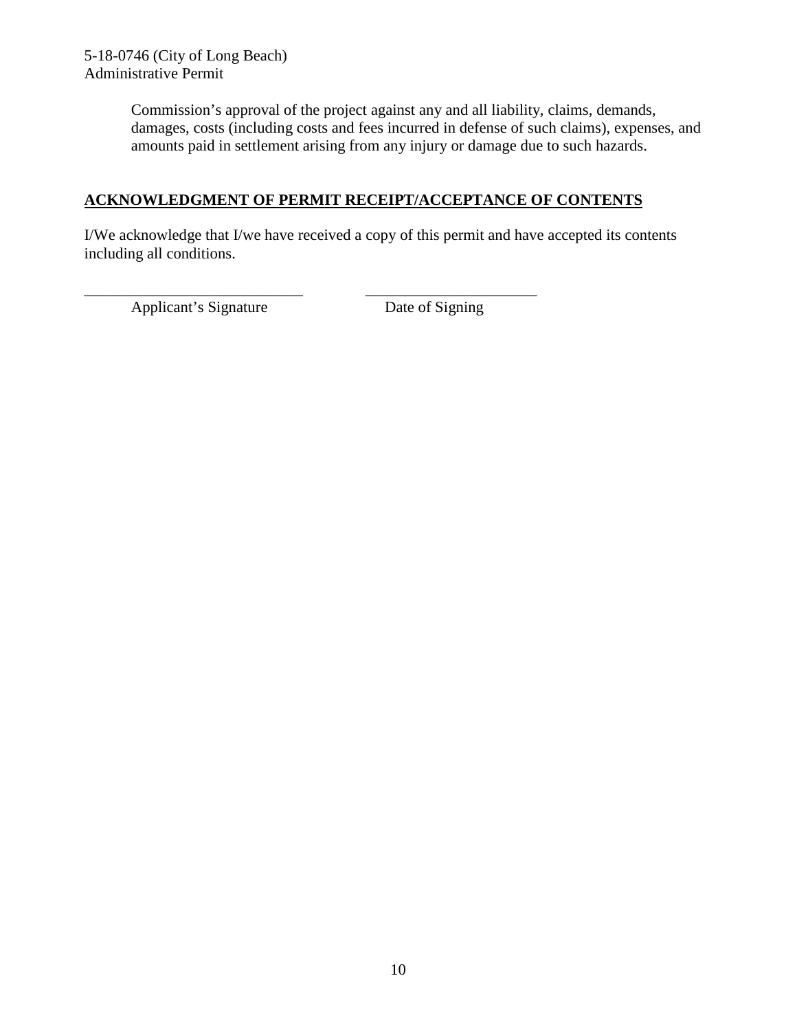Commission's approval of the project against any and all liability, claims, demands, damages, costs (including costs and fees incurred in defense of such claims), expenses, and amounts paid in settlement arising from any injury or damage due to such hazards.

**ACKNOWLEDGMENT OF PERMIT RECEIPT/ACCEPTANCE OF CONTENTS**

I/We acknowledge that I/we have received a copy of this permit and have accepted its contents including all conditions.

\_\_\_\_\_\_\_\_\_\_\_\_\_\_\_\_\_\_\_\_\_\_\_\_\_\_\_\_ \_\_\_\_\_\_\_\_\_\_\_\_\_\_\_\_\_\_\_\_\_\_

Applicant's Signature Date of Signing